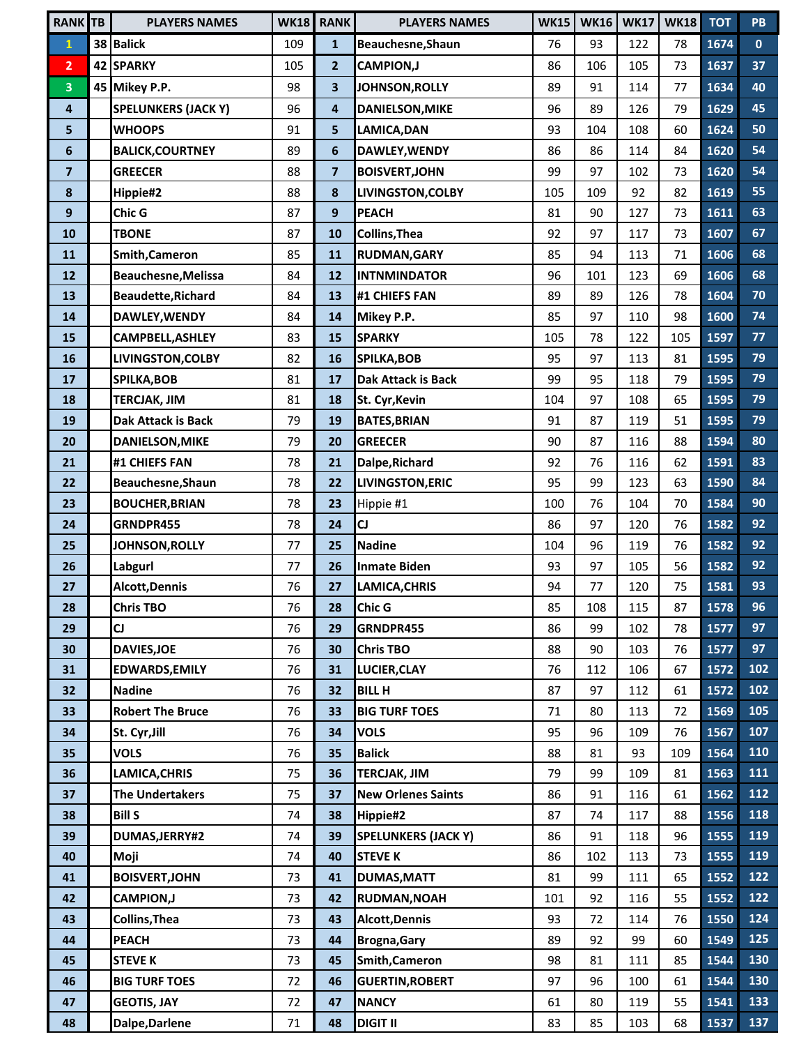| RANK | TB | PLAYERS NAMES | WK18 | RANK | PLAYERS NAMES | WK15 | WK16 | WK17 | WK18 | TOT | PB |
|---|---|---|---|---|---|---|---|---|---|---|---|
| 1 | 38 | Balick | 109 | 1 | Beauchesne,Shaun | 76 | 93 | 122 | 78 | 1674 | 0 |
| 2 | 42 | SPARKY | 105 | 2 | CAMPION,J | 86 | 106 | 105 | 73 | 1637 | 37 |
| 3 | 45 | Mikey P.P. | 98 | 3 | JOHNSON,ROLLY | 89 | 91 | 114 | 77 | 1634 | 40 |
| 4 | | SPELUNKERS (JACK Y) | 96 | 4 | DANIELSON,MIKE | 96 | 89 | 126 | 79 | 1629 | 45 |
| 5 | | WHOOPS | 91 | 5 | LAMICA,DAN | 93 | 104 | 108 | 60 | 1624 | 50 |
| 6 | | BALICK,COURTNEY | 89 | 6 | DAWLEY,WENDY | 86 | 86 | 114 | 84 | 1620 | 54 |
| 7 | | GREECER | 88 | 7 | BOISVERT,JOHN | 99 | 97 | 102 | 73 | 1620 | 54 |
| 8 | | Hippie#2 | 88 | 8 | LIVINGSTON,COLBY | 105 | 109 | 92 | 82 | 1619 | 55 |
| 9 | | Chic G | 87 | 9 | PEACH | 81 | 90 | 127 | 73 | 1611 | 63 |
| 10 | | TBONE | 87 | 10 | Collins,Thea | 92 | 97 | 117 | 73 | 1607 | 67 |
| 11 | | Smith,Cameron | 85 | 11 | RUDMAN,GARY | 85 | 94 | 113 | 71 | 1606 | 68 |
| 12 | | Beauchesne,Melissa | 84 | 12 | INTNMINDATOR | 96 | 101 | 123 | 69 | 1606 | 68 |
| 13 | | Beaudette,Richard | 84 | 13 | #1 CHIEFS FAN | 89 | 89 | 126 | 78 | 1604 | 70 |
| 14 | | DAWLEY,WENDY | 84 | 14 | Mikey P.P. | 85 | 97 | 110 | 98 | 1600 | 74 |
| 15 | | CAMPBELL,ASHLEY | 83 | 15 | SPARKY | 105 | 78 | 122 | 105 | 1597 | 77 |
| 16 | | LIVINGSTON,COLBY | 82 | 16 | SPILKA,BOB | 95 | 97 | 113 | 81 | 1595 | 79 |
| 17 | | SPILKA,BOB | 81 | 17 | Dak Attack is Back | 99 | 95 | 118 | 79 | 1595 | 79 |
| 18 | | TERCJAK, JIM | 81 | 18 | St. Cyr,Kevin | 104 | 97 | 108 | 65 | 1595 | 79 |
| 19 | | Dak Attack is Back | 79 | 19 | BATES,BRIAN | 91 | 87 | 119 | 51 | 1595 | 79 |
| 20 | | DANIELSON,MIKE | 79 | 20 | GREECER | 90 | 87 | 116 | 88 | 1594 | 80 |
| 21 | | #1 CHIEFS FAN | 78 | 21 | Dalpe,Richard | 92 | 76 | 116 | 62 | 1591 | 83 |
| 22 | | Beauchesne,Shaun | 78 | 22 | LIVINGSTON,ERIC | 95 | 99 | 123 | 63 | 1590 | 84 |
| 23 | | BOUCHER,BRIAN | 78 | 23 | Hippie #1 | 100 | 76 | 104 | 70 | 1584 | 90 |
| 24 | | GRNDPR455 | 78 | 24 | CJ | 86 | 97 | 120 | 76 | 1582 | 92 |
| 25 | | JOHNSON,ROLLY | 77 | 25 | Nadine | 104 | 96 | 119 | 76 | 1582 | 92 |
| 26 | | Labgurl | 77 | 26 | Inmate Biden | 93 | 97 | 105 | 56 | 1582 | 92 |
| 27 | | Alcott,Dennis | 76 | 27 | LAMICA,CHRIS | 94 | 77 | 120 | 75 | 1581 | 93 |
| 28 | | Chris TBO | 76 | 28 | Chic G | 85 | 108 | 115 | 87 | 1578 | 96 |
| 29 | | CJ | 76 | 29 | GRNDPR455 | 86 | 99 | 102 | 78 | 1577 | 97 |
| 30 | | DAVIES,JOE | 76 | 30 | Chris TBO | 88 | 90 | 103 | 76 | 1577 | 97 |
| 31 | | EDWARDS,EMILY | 76 | 31 | LUCIER,CLAY | 76 | 112 | 106 | 67 | 1572 | 102 |
| 32 | | Nadine | 76 | 32 | BILL H | 87 | 97 | 112 | 61 | 1572 | 102 |
| 33 | | Robert The Bruce | 76 | 33 | BIG TURF TOES | 71 | 80 | 113 | 72 | 1569 | 105 |
| 34 | | St. Cyr,Jill | 76 | 34 | VOLS | 95 | 96 | 109 | 76 | 1567 | 107 |
| 35 | | VOLS | 76 | 35 | Balick | 88 | 81 | 93 | 109 | 1564 | 110 |
| 36 | | LAMICA,CHRIS | 75 | 36 | TERCJAK, JIM | 79 | 99 | 109 | 81 | 1563 | 111 |
| 37 | | The Undertakers | 75 | 37 | New Orlenes Saints | 86 | 91 | 116 | 61 | 1562 | 112 |
| 38 | | Bill S | 74 | 38 | Hippie#2 | 87 | 74 | 117 | 88 | 1556 | 118 |
| 39 | | DUMAS,JERRY#2 | 74 | 39 | SPELUNKERS (JACK Y) | 86 | 91 | 118 | 96 | 1555 | 119 |
| 40 | | Moji | 74 | 40 | STEVE K | 86 | 102 | 113 | 73 | 1555 | 119 |
| 41 | | BOISVERT,JOHN | 73 | 41 | DUMAS,MATT | 81 | 99 | 111 | 65 | 1552 | 122 |
| 42 | | CAMPION,J | 73 | 42 | RUDMAN,NOAH | 101 | 92 | 116 | 55 | 1552 | 122 |
| 43 | | Collins,Thea | 73 | 43 | Alcott,Dennis | 93 | 72 | 114 | 76 | 1550 | 124 |
| 44 | | PEACH | 73 | 44 | Brogna,Gary | 89 | 92 | 99 | 60 | 1549 | 125 |
| 45 | | STEVE K | 73 | 45 | Smith,Cameron | 98 | 81 | 111 | 85 | 1544 | 130 |
| 46 | | BIG TURF TOES | 72 | 46 | GUERTIN,ROBERT | 97 | 96 | 100 | 61 | 1544 | 130 |
| 47 | | GEOTIS, JAY | 72 | 47 | NANCY | 61 | 80 | 119 | 55 | 1541 | 133 |
| 48 | | Dalpe,Darlene | 71 | 48 | DIGIT II | 83 | 85 | 103 | 68 | 1537 | 137 |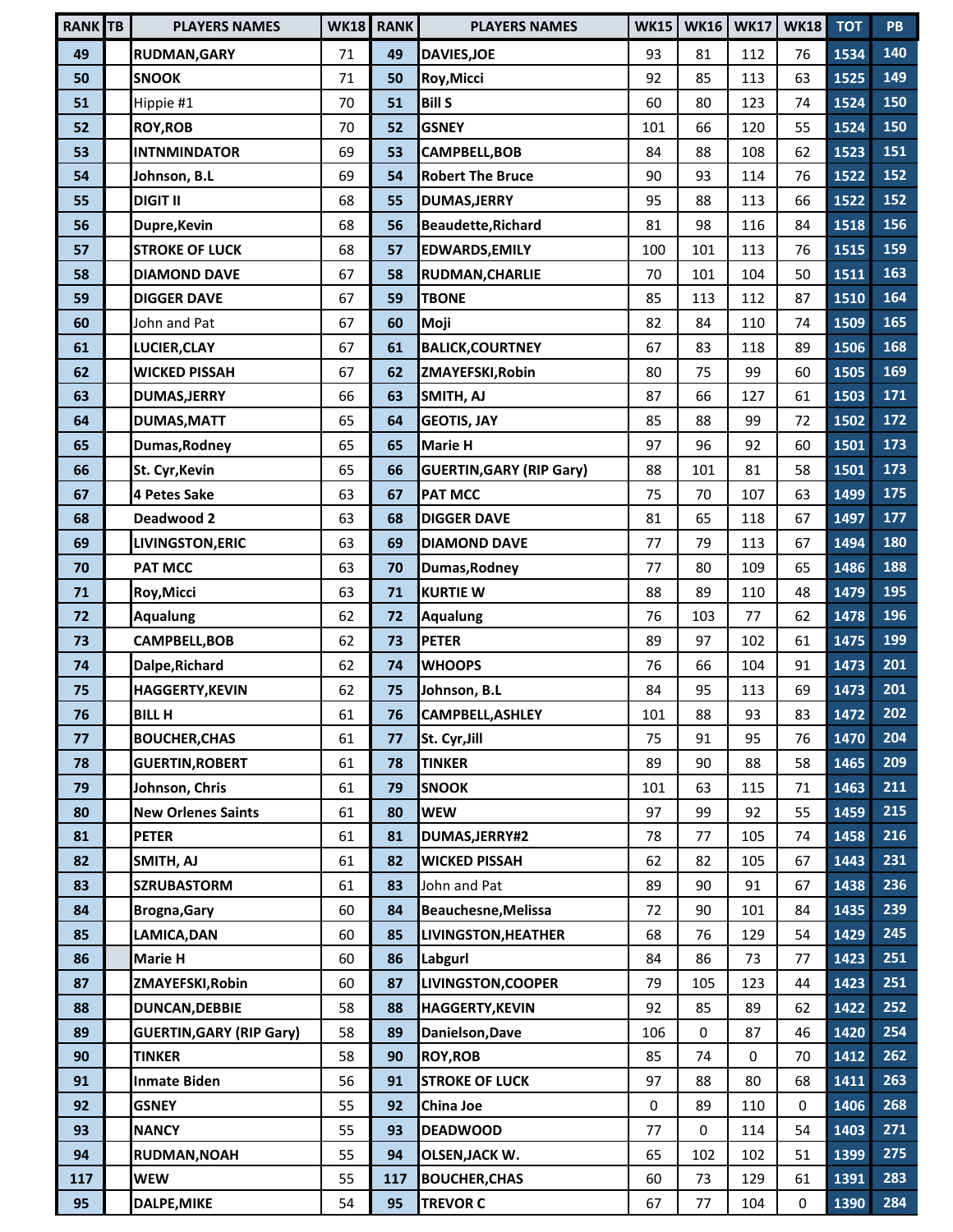| RANK | TB | PLAYERS NAMES | WK18 | RANK | PLAYERS NAMES | WK15 | WK16 | WK17 | WK18 | TOT | PB |
|---|---|---|---|---|---|---|---|---|---|---|---|
| 49 | | RUDMAN,GARY | 71 | 49 | DAVIES,JOE | 93 | 81 | 112 | 76 | 1534 | 140 |
| 50 | | SNOOK | 71 | 50 | Roy,Micci | 92 | 85 | 113 | 63 | 1525 | 149 |
| 51 | | Hippie #1 | 70 | 51 | Bill S | 60 | 80 | 123 | 74 | 1524 | 150 |
| 52 | | ROY,ROB | 70 | 52 | GSNEY | 101 | 66 | 120 | 55 | 1524 | 150 |
| 53 | | INTNMINDATOR | 69 | 53 | CAMPBELL,BOB | 84 | 88 | 108 | 62 | 1523 | 151 |
| 54 | | Johnson, B.L | 69 | 54 | Robert The Bruce | 90 | 93 | 114 | 76 | 1522 | 152 |
| 55 | | DIGIT II | 68 | 55 | DUMAS,JERRY | 95 | 88 | 113 | 66 | 1522 | 152 |
| 56 | | Dupre,Kevin | 68 | 56 | Beaudette,Richard | 81 | 98 | 116 | 84 | 1518 | 156 |
| 57 | | STROKE OF LUCK | 68 | 57 | EDWARDS,EMILY | 100 | 101 | 113 | 76 | 1515 | 159 |
| 58 | | DIAMOND DAVE | 67 | 58 | RUDMAN,CHARLIE | 70 | 101 | 104 | 50 | 1511 | 163 |
| 59 | | DIGGER DAVE | 67 | 59 | TBONE | 85 | 113 | 112 | 87 | 1510 | 164 |
| 60 | | John and Pat | 67 | 60 | Moji | 82 | 84 | 110 | 74 | 1509 | 165 |
| 61 | | LUCIER,CLAY | 67 | 61 | BALICK,COURTNEY | 67 | 83 | 118 | 89 | 1506 | 168 |
| 62 | | WICKED PISSAH | 67 | 62 | ZMAYEFSKI,Robin | 80 | 75 | 99 | 60 | 1505 | 169 |
| 63 | | DUMAS,JERRY | 66 | 63 | SMITH, AJ | 87 | 66 | 127 | 61 | 1503 | 171 |
| 64 | | DUMAS,MATT | 65 | 64 | GEOTIS, JAY | 85 | 88 | 99 | 72 | 1502 | 172 |
| 65 | | Dumas,Rodney | 65 | 65 | Marie H | 97 | 96 | 92 | 60 | 1501 | 173 |
| 66 | | St. Cyr,Kevin | 65 | 66 | GUERTIN,GARY (RIP Gary) | 88 | 101 | 81 | 58 | 1501 | 173 |
| 67 | | 4 Petes Sake | 63 | 67 | PAT MCC | 75 | 70 | 107 | 63 | 1499 | 175 |
| 68 | | Deadwood 2 | 63 | 68 | DIGGER DAVE | 81 | 65 | 118 | 67 | 1497 | 177 |
| 69 | | LIVINGSTON,ERIC | 63 | 69 | DIAMOND DAVE | 77 | 79 | 113 | 67 | 1494 | 180 |
| 70 | | PAT MCC | 63 | 70 | Dumas,Rodney | 77 | 80 | 109 | 65 | 1486 | 188 |
| 71 | | Roy,Micci | 63 | 71 | KURTIE W | 88 | 89 | 110 | 48 | 1479 | 195 |
| 72 | | Aqualung | 62 | 72 | Aqualung | 76 | 103 | 77 | 62 | 1478 | 196 |
| 73 | | CAMPBELL,BOB | 62 | 73 | PETER | 89 | 97 | 102 | 61 | 1475 | 199 |
| 74 | | Dalpe,Richard | 62 | 74 | WHOOPS | 76 | 66 | 104 | 91 | 1473 | 201 |
| 75 | | HAGGERTY,KEVIN | 62 | 75 | Johnson, B.L | 84 | 95 | 113 | 69 | 1473 | 201 |
| 76 | | BILL H | 61 | 76 | CAMPBELL,ASHLEY | 101 | 88 | 93 | 83 | 1472 | 202 |
| 77 | | BOUCHER,CHAS | 61 | 77 | St. Cyr,Jill | 75 | 91 | 95 | 76 | 1470 | 204 |
| 78 | | GUERTIN,ROBERT | 61 | 78 | TINKER | 89 | 90 | 88 | 58 | 1465 | 209 |
| 79 | | Johnson, Chris | 61 | 79 | SNOOK | 101 | 63 | 115 | 71 | 1463 | 211 |
| 80 | | New Orlenes Saints | 61 | 80 | WEW | 97 | 99 | 92 | 55 | 1459 | 215 |
| 81 | | PETER | 61 | 81 | DUMAS,JERRY#2 | 78 | 77 | 105 | 74 | 1458 | 216 |
| 82 | | SMITH, AJ | 61 | 82 | WICKED PISSAH | 62 | 82 | 105 | 67 | 1443 | 231 |
| 83 | | SZRUBASTORM | 61 | 83 | John and Pat | 89 | 90 | 91 | 67 | 1438 | 236 |
| 84 | | Brogna,Gary | 60 | 84 | Beauchesne,Melissa | 72 | 90 | 101 | 84 | 1435 | 239 |
| 85 | | LAMICA,DAN | 60 | 85 | LIVINGSTON,HEATHER | 68 | 76 | 129 | 54 | 1429 | 245 |
| 86 | | Marie H | 60 | 86 | Labgurl | 84 | 86 | 73 | 77 | 1423 | 251 |
| 87 | | ZMAYEFSKI,Robin | 60 | 87 | LIVINGSTON,COOPER | 79 | 105 | 123 | 44 | 1423 | 251 |
| 88 | | DUNCAN,DEBBIE | 58 | 88 | HAGGERTY,KEVIN | 92 | 85 | 89 | 62 | 1422 | 252 |
| 89 | | GUERTIN,GARY (RIP Gary) | 58 | 89 | Danielson,Dave | 106 | 0 | 87 | 46 | 1420 | 254 |
| 90 | | TINKER | 58 | 90 | ROY,ROB | 85 | 74 | 0 | 70 | 1412 | 262 |
| 91 | | Inmate Biden | 56 | 91 | STROKE OF LUCK | 97 | 88 | 80 | 68 | 1411 | 263 |
| 92 | | GSNEY | 55 | 92 | China Joe | 0 | 89 | 110 | 0 | 1406 | 268 |
| 93 | | NANCY | 55 | 93 | DEADWOOD | 77 | 0 | 114 | 54 | 1403 | 271 |
| 94 | | RUDMAN,NOAH | 55 | 94 | OLSEN,JACK W. | 65 | 102 | 102 | 51 | 1399 | 275 |
| 117 | | WEW | 55 | 117 | BOUCHER,CHAS | 60 | 73 | 129 | 61 | 1391 | 283 |
| 95 | | DALPE,MIKE | 54 | 95 | TREVOR C | 67 | 77 | 104 | 0 | 1390 | 284 |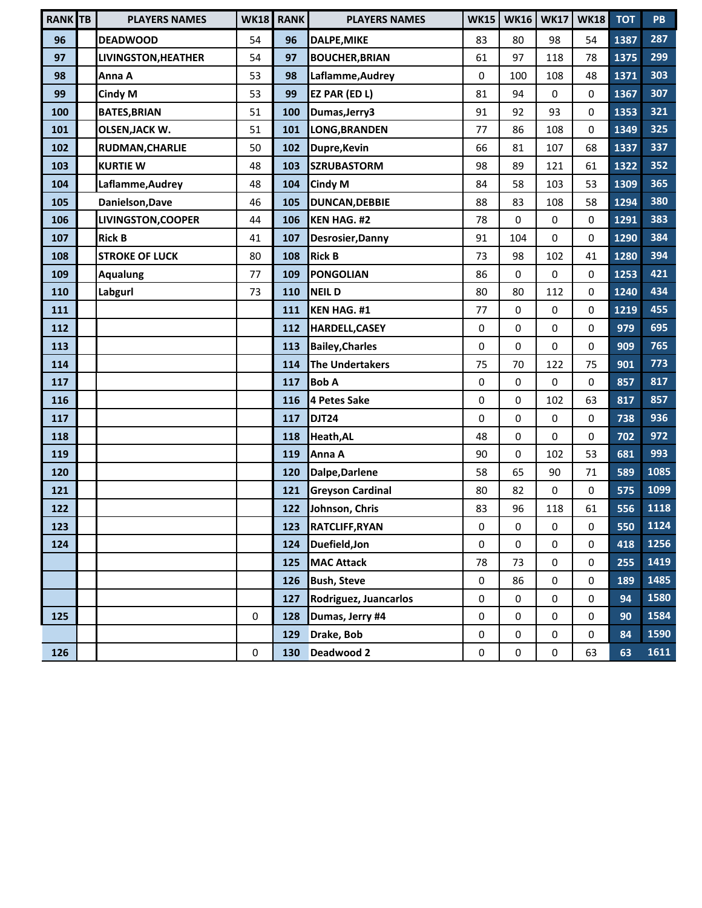| RANK | TB | PLAYERS NAMES | WK18 | RANK | PLAYERS NAMES | WK15 | WK16 | WK17 | WK18 | TOT | PB |
|---|---|---|---|---|---|---|---|---|---|---|---|
| 96 | | DEADWOOD | 54 | 96 | DALPE,MIKE | 83 | 80 | 98 | 54 | 1387 | 287 |
| 97 | | LIVINGSTON,HEATHER | 54 | 97 | BOUCHER,BRIAN | 61 | 97 | 118 | 78 | 1375 | 299 |
| 98 | | Anna A | 53 | 98 | Laflamme,Audrey | 0 | 100 | 108 | 48 | 1371 | 303 |
| 99 | | Cindy M | 53 | 99 | EZ PAR (ED L) | 81 | 94 | 0 | 0 | 1367 | 307 |
| 100 | | BATES,BRIAN | 51 | 100 | Dumas,Jerry3 | 91 | 92 | 93 | 0 | 1353 | 321 |
| 101 | | OLSEN,JACK W. | 51 | 101 | LONG,BRANDEN | 77 | 86 | 108 | 0 | 1349 | 325 |
| 102 | | RUDMAN,CHARLIE | 50 | 102 | Dupre,Kevin | 66 | 81 | 107 | 68 | 1337 | 337 |
| 103 | | KURTIE W | 48 | 103 | SZRUBASTORM | 98 | 89 | 121 | 61 | 1322 | 352 |
| 104 | | Laflamme,Audrey | 48 | 104 | Cindy M | 84 | 58 | 103 | 53 | 1309 | 365 |
| 105 | | Danielson,Dave | 46 | 105 | DUNCAN,DEBBIE | 88 | 83 | 108 | 58 | 1294 | 380 |
| 106 | | LIVINGSTON,COOPER | 44 | 106 | KEN HAG. #2 | 78 | 0 | 0 | 0 | 1291 | 383 |
| 107 | | Rick B | 41 | 107 | Desrosier,Danny | 91 | 104 | 0 | 0 | 1290 | 384 |
| 108 | | STROKE OF LUCK | 80 | 108 | Rick B | 73 | 98 | 102 | 41 | 1280 | 394 |
| 109 | | Aqualung | 77 | 109 | PONGOLIAN | 86 | 0 | 0 | 0 | 1253 | 421 |
| 110 | | Labgurl | 73 | 110 | NEIL D | 80 | 80 | 112 | 0 | 1240 | 434 |
| 111 | | | | 111 | KEN HAG. #1 | 77 | 0 | 0 | 0 | 1219 | 455 |
| 112 | | | | 112 | HARDELL,CASEY | 0 | 0 | 0 | 0 | 979 | 695 |
| 113 | | | | 113 | Bailey,Charles | 0 | 0 | 0 | 0 | 909 | 765 |
| 114 | | | | 114 | The Undertakers | 75 | 70 | 122 | 75 | 901 | 773 |
| 117 | | | | 117 | Bob A | 0 | 0 | 0 | 0 | 857 | 817 |
| 116 | | | | 116 | 4 Petes Sake | 0 | 0 | 102 | 63 | 817 | 857 |
| 117 | | | | 117 | DJT24 | 0 | 0 | 0 | 0 | 738 | 936 |
| 118 | | | | 118 | Heath,AL | 48 | 0 | 0 | 0 | 702 | 972 |
| 119 | | | | 119 | Anna A | 90 | 0 | 102 | 53 | 681 | 993 |
| 120 | | | | 120 | Dalpe,Darlene | 58 | 65 | 90 | 71 | 589 | 1085 |
| 121 | | | | 121 | Greyson Cardinal | 80 | 82 | 0 | 0 | 575 | 1099 |
| 122 | | | | 122 | Johnson, Chris | 83 | 96 | 118 | 61 | 556 | 1118 |
| 123 | | | | 123 | RATCLIFF,RYAN | 0 | 0 | 0 | 0 | 550 | 1124 |
| 124 | | | | 124 | Duefield,Jon | 0 | 0 | 0 | 0 | 418 | 1256 |
| | | | | 125 | MAC Attack | 78 | 73 | 0 | 0 | 255 | 1419 |
| | | | | 126 | Bush, Steve | 0 | 86 | 0 | 0 | 189 | 1485 |
| | | | | 127 | Rodriguez, Juancarlos | 0 | 0 | 0 | 0 | 94 | 1580 |
| 125 | | | 0 | 128 | Dumas, Jerry #4 | 0 | 0 | 0 | 0 | 90 | 1584 |
| | | | | 129 | Drake, Bob | 0 | 0 | 0 | 0 | 84 | 1590 |
| 126 | | | 0 | 130 | Deadwood 2 | 0 | 0 | 0 | 63 | 63 | 1611 |